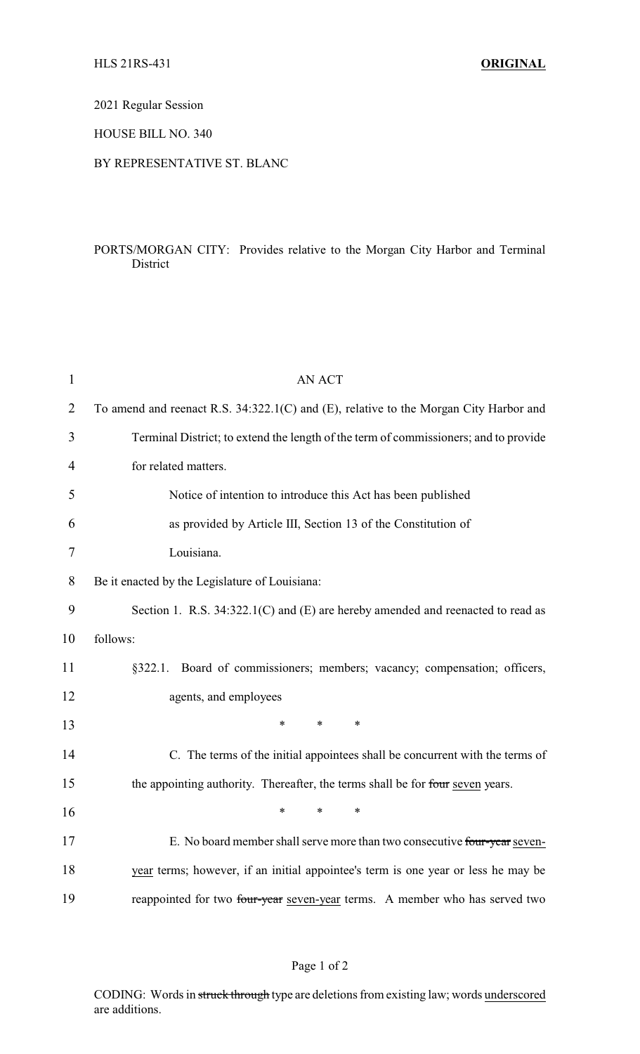HLS 21RS-431 **ORIGINAL**

2021 Regular Session

HOUSE BILL NO. 340

BY REPRESENTATIVE ST. BLANC

PORTS/MORGAN CITY: Provides relative to the Morgan City Harbor and Terminal District

AN ACT

To amend and reenact R.S. 34:322.1(C) and (E), relative to the Morgan City Harbor and Terminal District; to extend the length of the term of commissioners; and to provide for related matters.

Notice of intention to introduce this Act has been published as provided by Article III, Section 13 of the Constitution of Louisiana.

Be it enacted by the Legislature of Louisiana:

Section 1. R.S. 34:322.1(C) and (E) are hereby amended and reenacted to read as follows:

§322.1. Board of commissioners; members; vacancy; compensation; officers, agents, and employees

\* \* \*

C. The terms of the initial appointees shall be concurrent with the terms of the appointing authority. Thereafter, the terms shall be for ~~four~~ <u>seven</u> years.

\* \* \*

E. No board member shall serve more than two consecutive ~~four-year~~ <u>seven-year</u> terms; however, if an initial appointee's term is one year or less he may be reappointed for two ~~four-year~~ <u>seven-year</u> terms. A member who has served two

CODING: Words in ~~struck through~~ type are deletions from existing law; words <u>underscored</u> are additions.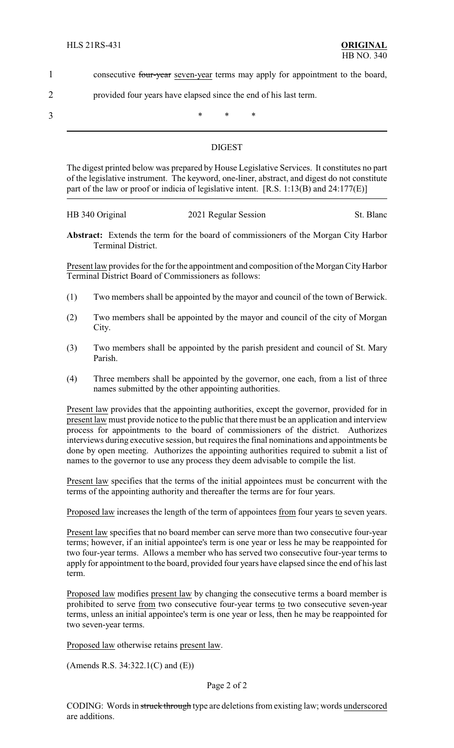1 consecutive ~~four-year~~ seven-year terms may apply for appointment to the board,

2 provided four years have elapsed since the end of his last term.

3 * * *

## DIGEST

The digest printed below was prepared by House Legislative Services. It constitutes no part of the legislative instrument. The keyword, one-liner, abstract, and digest do not constitute part of the law or proof or indicia of legislative intent. [R.S. 1:13(B) and 24:177(E)]

HB 340 Original — 2021 Regular Session — St. Blanc

**Abstract:** Extends the term for the board of commissioners of the Morgan City Harbor Terminal District.

Present law provides for the for the appointment and composition of the Morgan City Harbor Terminal District Board of Commissioners as follows:

(1) Two members shall be appointed by the mayor and council of the town of Berwick.

(2) Two members shall be appointed by the mayor and council of the city of Morgan City.

(3) Two members shall be appointed by the parish president and council of St. Mary Parish.

(4) Three members shall be appointed by the governor, one each, from a list of three names submitted by the other appointing authorities.

Present law provides that the appointing authorities, except the governor, provided for in present law must provide notice to the public that there must be an application and interview process for appointments to the board of commissioners of the district. Authorizes interviews during executive session, but requires the final nominations and appointments be done by open meeting. Authorizes the appointing authorities required to submit a list of names to the governor to use any process they deem advisable to compile the list.

Present law specifies that the terms of the initial appointees must be concurrent with the terms of the appointing authority and thereafter the terms are for four years.

Proposed law increases the length of the term of appointees from four years to seven years.

Present law specifies that no board member can serve more than two consecutive four-year terms; however, if an initial appointee's term is one year or less he may be reappointed for two four-year terms. Allows a member who has served two consecutive four-year terms to apply for appointment to the board, provided four years have elapsed since the end of his last term.

Proposed law modifies present law by changing the consecutive terms a board member is prohibited to serve from two consecutive four-year terms to two consecutive seven-year terms, unless an initial appointee's term is one year or less, then he may be reappointed for two seven-year terms.

Proposed law otherwise retains present law.

(Amends R.S. 34:322.1(C) and (E))

CODING: Words in ~~struck through~~ type are deletions from existing law; words underscored are additions.